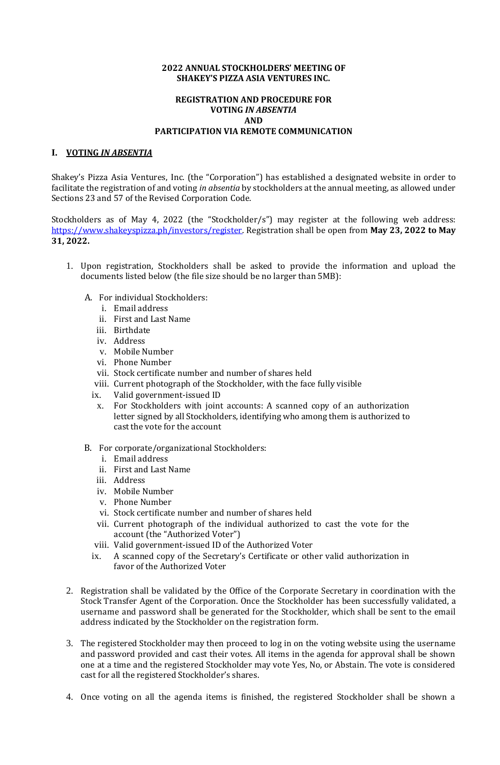**2022 ANNUAL STOCKHOLDERS' MEETING OF**
**SHAKEY'S PIZZA ASIA VENTURES INC.**

**REGISTRATION AND PROCEDURE FOR**
**VOTING *IN ABSENTIA***
**AND**
**PARTICIPATION VIA REMOTE COMMUNICATION**

## I. VOTING *IN ABSENTIA*

Shakey's Pizza Asia Ventures, Inc. (the "Corporation") has established a designated website in order to facilitate the registration of and voting *in absentia* by stockholders at the annual meeting, as allowed under Sections 23 and 57 of the Revised Corporation Code.

Stockholders as of May 4, 2022 (the "Stockholder/s") may register at the following web address: https://www.shakeyspizza.ph/investors/register. Registration shall be open from **May 23, 2022 to May 31, 2022.**

1. Upon registration, Stockholders shall be asked to provide the information and upload the documents listed below (the file size should be no larger than 5MB):

   A. For individual Stockholders:
      i. Email address
      ii. First and Last Name
      iii. Birthdate
      iv. Address
      v. Mobile Number
      vi. Phone Number
      vii. Stock certificate number and number of shares held
      viii. Current photograph of the Stockholder, with the face fully visible
      ix. Valid government-issued ID
      x. For Stockholders with joint accounts: A scanned copy of an authorization letter signed by all Stockholders, identifying who among them is authorized to cast the vote for the account

   B. For corporate/organizational Stockholders:
      i. Email address
      ii. First and Last Name
      iii. Address
      iv. Mobile Number
      v. Phone Number
      vi. Stock certificate number and number of shares held
      vii. Current photograph of the individual authorized to cast the vote for the account (the "Authorized Voter")
      viii. Valid government-issued ID of the Authorized Voter
      ix. A scanned copy of the Secretary's Certificate or other valid authorization in favor of the Authorized Voter

2. Registration shall be validated by the Office of the Corporate Secretary in coordination with the Stock Transfer Agent of the Corporation. Once the Stockholder has been successfully validated, a username and password shall be generated for the Stockholder, which shall be sent to the email address indicated by the Stockholder on the registration form.

3. The registered Stockholder may then proceed to log in on the voting website using the username and password provided and cast their votes. All items in the agenda for approval shall be shown one at a time and the registered Stockholder may vote Yes, No, or Abstain. The vote is considered cast for all the registered Stockholder's shares.

4. Once voting on all the agenda items is finished, the registered Stockholder shall be shown a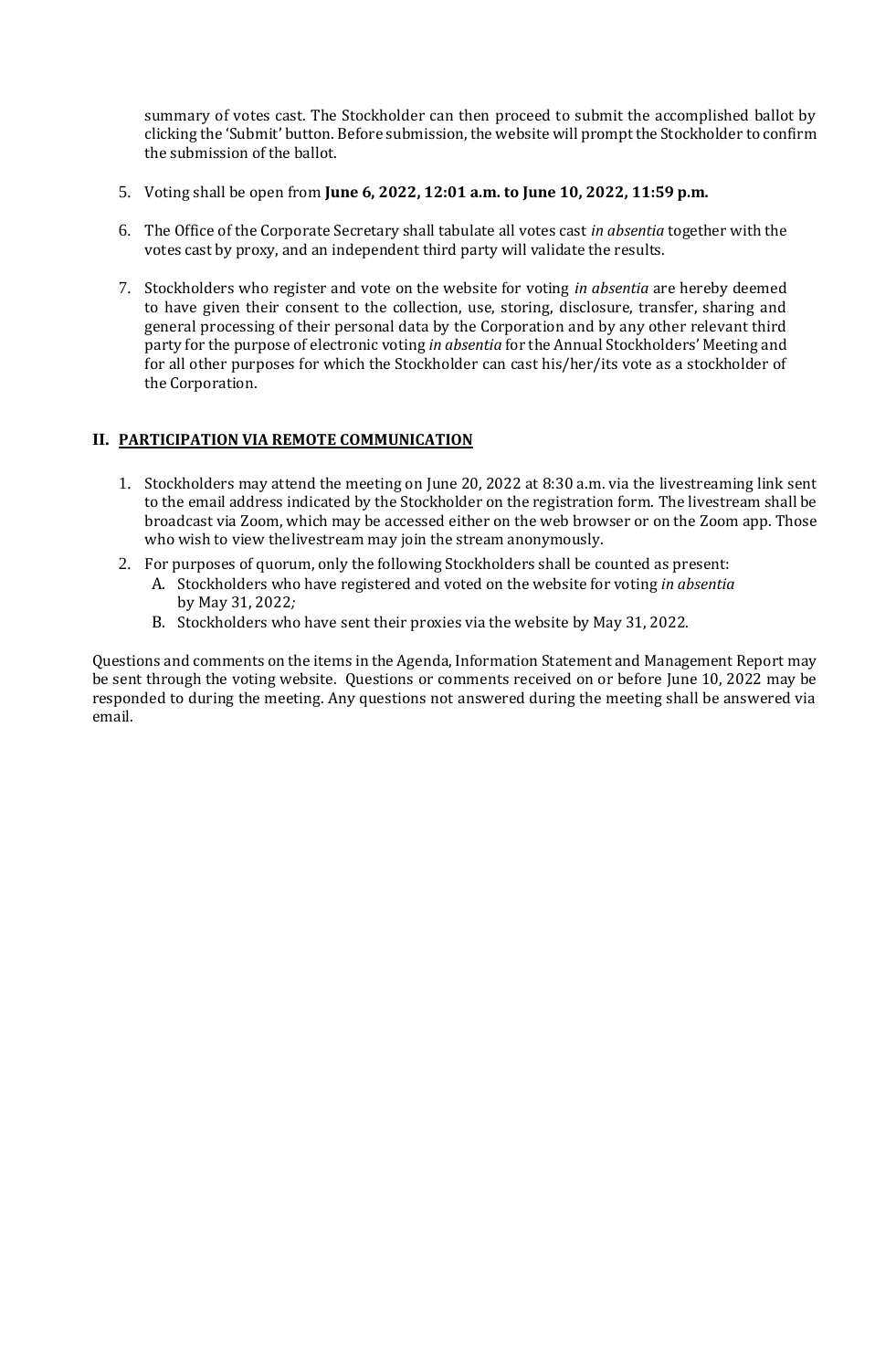summary of votes cast. The Stockholder can then proceed to submit the accomplished ballot by clicking the 'Submit' button. Before submission, the website will prompt the Stockholder to confirm the submission of the ballot.

5. Voting shall be open from **June 6, 2022, 12:01 a.m. to June 10, 2022, 11:59 p.m.**

6. The Office of the Corporate Secretary shall tabulate all votes cast *in absentia* together with the votes cast by proxy, and an independent third party will validate the results.

7. Stockholders who register and vote on the website for voting *in absentia* are hereby deemed to have given their consent to the collection, use, storing, disclosure, transfer, sharing and general processing of their personal data by the Corporation and by any other relevant third party for the purpose of electronic voting *in absentia* for the Annual Stockholders' Meeting and for all other purposes for which the Stockholder can cast his/her/its vote as a stockholder of the Corporation.

## II. PARTICIPATION VIA REMOTE COMMUNICATION

1. Stockholders may attend the meeting on June 20, 2022 at 8:30 a.m. via the livestreaming link sent to the email address indicated by the Stockholder on the registration form. The livestream shall be broadcast via Zoom, which may be accessed either on the web browser or on the Zoom app. Those who wish to view the livestream may join the stream anonymously.
2. For purposes of quorum, only the following Stockholders shall be counted as present:
   A. Stockholders who have registered and voted on the website for voting *in absentia* by May 31, 2022;
   B. Stockholders who have sent their proxies via the website by May 31, 2022.

Questions and comments on the items in the Agenda, Information Statement and Management Report may be sent through the voting website. Questions or comments received on or before June 10, 2022 may be responded to during the meeting. Any questions not answered during the meeting shall be answered via email.